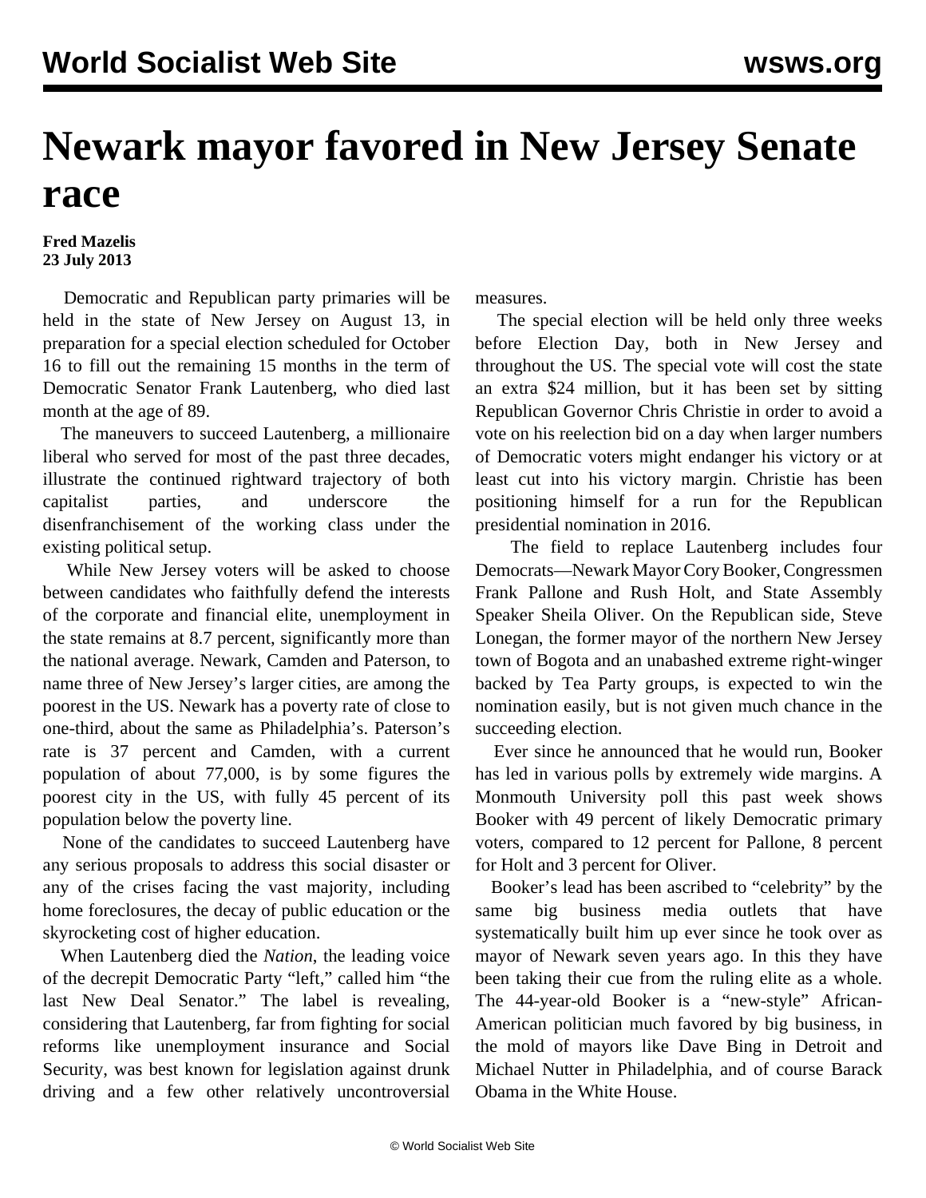# Newark mayor favored in New Jersey Senate race

**Fred Mazelis**
**23 July 2013**

Democratic and Republican party primaries will be held in the state of New Jersey on August 13, in preparation for a special election scheduled for October 16 to fill out the remaining 15 months in the term of Democratic Senator Frank Lautenberg, who died last month at the age of 89.

The maneuvers to succeed Lautenberg, a millionaire liberal who served for most of the past three decades, illustrate the continued rightward trajectory of both capitalist parties, and underscore the disenfranchisement of the working class under the existing political setup.

While New Jersey voters will be asked to choose between candidates who faithfully defend the interests of the corporate and financial elite, unemployment in the state remains at 8.7 percent, significantly more than the national average. Newark, Camden and Paterson, to name three of New Jersey's larger cities, are among the poorest in the US. Newark has a poverty rate of close to one-third, about the same as Philadelphia's. Paterson's rate is 37 percent and Camden, with a current population of about 77,000, is by some figures the poorest city in the US, with fully 45 percent of its population below the poverty line.

None of the candidates to succeed Lautenberg have any serious proposals to address this social disaster or any of the crises facing the vast majority, including home foreclosures, the decay of public education or the skyrocketing cost of higher education.

When Lautenberg died the *Nation*, the leading voice of the decrepit Democratic Party "left," called him "the last New Deal Senator." The label is revealing, considering that Lautenberg, far from fighting for social reforms like unemployment insurance and Social Security, was best known for legislation against drunk driving and a few other relatively uncontroversial measures.

The special election will be held only three weeks before Election Day, both in New Jersey and throughout the US. The special vote will cost the state an extra $24 million, but it has been set by sitting Republican Governor Chris Christie in order to avoid a vote on his reelection bid on a day when larger numbers of Democratic voters might endanger his victory or at least cut into his victory margin. Christie has been positioning himself for a run for the Republican presidential nomination in 2016.

The field to replace Lautenberg includes four Democrats—Newark Mayor Cory Booker, Congressmen Frank Pallone and Rush Holt, and State Assembly Speaker Sheila Oliver. On the Republican side, Steve Lonegan, the former mayor of the northern New Jersey town of Bogota and an unabashed extreme right-winger backed by Tea Party groups, is expected to win the nomination easily, but is not given much chance in the succeeding election.

Ever since he announced that he would run, Booker has led in various polls by extremely wide margins. A Monmouth University poll this past week shows Booker with 49 percent of likely Democratic primary voters, compared to 12 percent for Pallone, 8 percent for Holt and 3 percent for Oliver.

Booker's lead has been ascribed to "celebrity" by the same big business media outlets that have systematically built him up ever since he took over as mayor of Newark seven years ago. In this they have been taking their cue from the ruling elite as a whole. The 44-year-old Booker is a "new-style" African-American politician much favored by big business, in the mold of mayors like Dave Bing in Detroit and Michael Nutter in Philadelphia, and of course Barack Obama in the White House.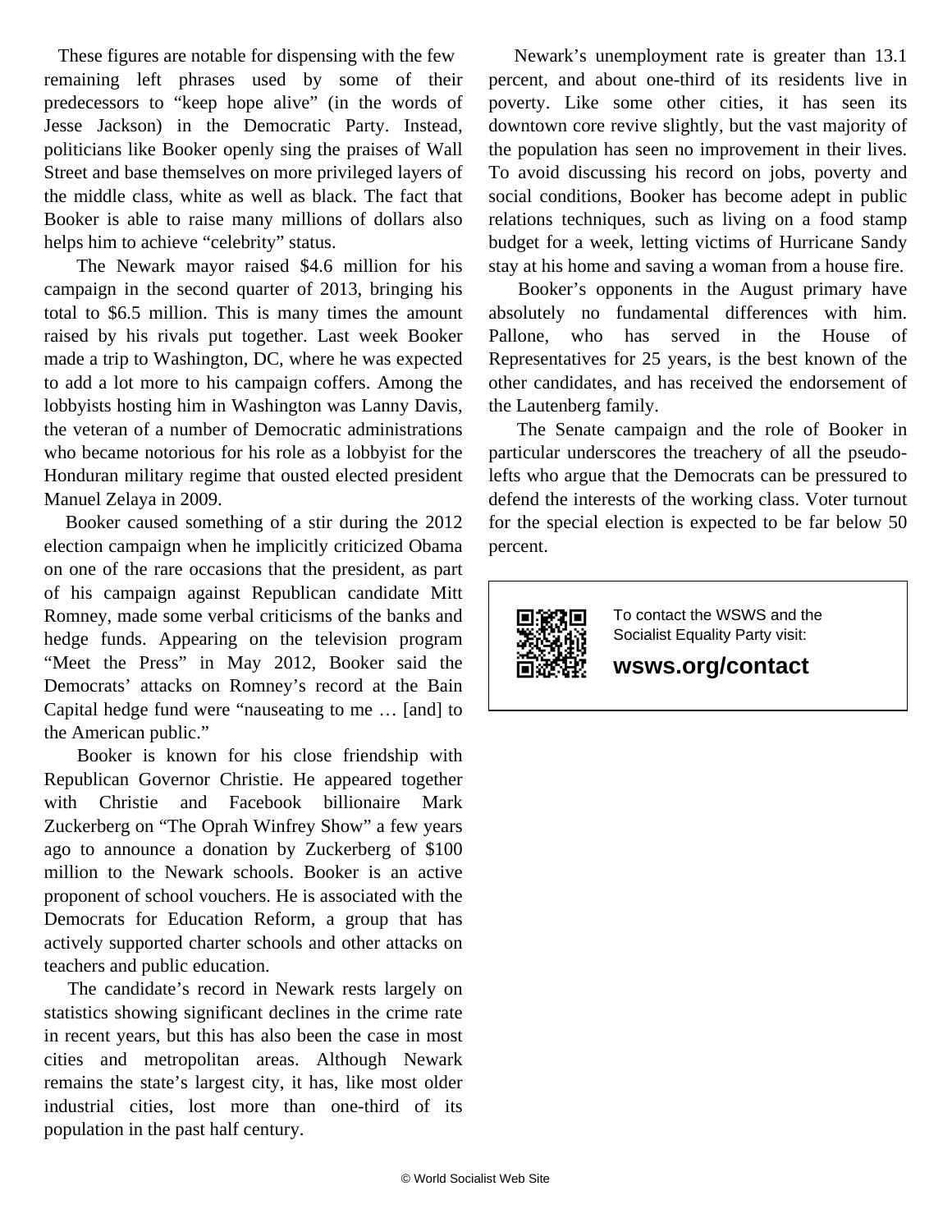These figures are notable for dispensing with the few remaining left phrases used by some of their predecessors to "keep hope alive" (in the words of Jesse Jackson) in the Democratic Party. Instead, politicians like Booker openly sing the praises of Wall Street and base themselves on more privileged layers of the middle class, white as well as black. The fact that Booker is able to raise many millions of dollars also helps him to achieve "celebrity" status.

The Newark mayor raised $4.6 million for his campaign in the second quarter of 2013, bringing his total to $6.5 million. This is many times the amount raised by his rivals put together. Last week Booker made a trip to Washington, DC, where he was expected to add a lot more to his campaign coffers. Among the lobbyists hosting him in Washington was Lanny Davis, the veteran of a number of Democratic administrations who became notorious for his role as a lobbyist for the Honduran military regime that ousted elected president Manuel Zelaya in 2009.

Booker caused something of a stir during the 2012 election campaign when he implicitly criticized Obama on one of the rare occasions that the president, as part of his campaign against Republican candidate Mitt Romney, made some verbal criticisms of the banks and hedge funds. Appearing on the television program "Meet the Press" in May 2012, Booker said the Democrats' attacks on Romney's record at the Bain Capital hedge fund were "nauseating to me … [and] to the American public."

Booker is known for his close friendship with Republican Governor Christie. He appeared together with Christie and Facebook billionaire Mark Zuckerberg on "The Oprah Winfrey Show" a few years ago to announce a donation by Zuckerberg of $100 million to the Newark schools. Booker is an active proponent of school vouchers. He is associated with the Democrats for Education Reform, a group that has actively supported charter schools and other attacks on teachers and public education.

The candidate's record in Newark rests largely on statistics showing significant declines in the crime rate in recent years, but this has also been the case in most cities and metropolitan areas. Although Newark remains the state's largest city, it has, like most older industrial cities, lost more than one-third of its population in the past half century.

Newark's unemployment rate is greater than 13.1 percent, and about one-third of its residents live in poverty. Like some other cities, it has seen its downtown core revive slightly, but the vast majority of the population has seen no improvement in their lives. To avoid discussing his record on jobs, poverty and social conditions, Booker has become adept in public relations techniques, such as living on a food stamp budget for a week, letting victims of Hurricane Sandy stay at his home and saving a woman from a house fire.

Booker's opponents in the August primary have absolutely no fundamental differences with him. Pallone, who has served in the House of Representatives for 25 years, is the best known of the other candidates, and has received the endorsement of the Lautenberg family.

The Senate campaign and the role of Booker in particular underscores the treachery of all the pseudo-lefts who argue that the Democrats can be pressured to defend the interests of the working class. Voter turnout for the special election is expected to be far below 50 percent.

To contact the WSWS and the Socialist Equality Party visit:

**wsws.org/contact**